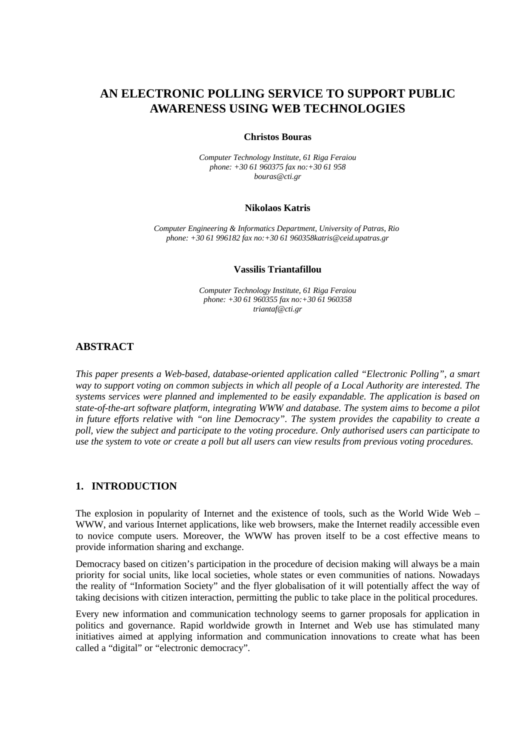# AN ELECTRONIC POLLING SERVICE TO SUPPORT PUBLIC AWARENESS USING WEB TECHNOLOGIES

**Christos Bouras**

*Computer Technology Institute, 61 Riga Feraiou*
*phone: +30 61 960375 fax no:+30 61 958*
*bouras@cti.gr*

**Nikolaos Katris**

*Computer Engineering & Informatics Department, University of Patras, Rio*
*phone: +30 61 996182 fax no:+30 61 960358katris@ceid.upatras.gr*

**Vassilis Triantafillou**

*Computer Technology Institute, 61 Riga Feraiou*
*phone: +30 61 960355 fax no:+30 61 960358*
*triantaf@cti.gr*

## ABSTRACT

*This paper presents a Web-based, database-oriented application called "Electronic Polling", a smart way to support voting on common subjects in which all people of a Local Authority are interested. The systems services were planned and implemented to be easily expandable. The application is based on state-of-the-art software platform, integrating WWW and database. The system aims to become a pilot in future efforts relative with "on line Democracy". The system provides the capability to create a poll, view the subject and participate to the voting procedure. Only authorised users can participate to use the system to vote or create a poll but all users can view results from previous voting procedures.*

## 1. INTRODUCTION

The explosion in popularity of Internet and the existence of tools, such as the World Wide Web – WWW, and various Internet applications, like web browsers, make the Internet readily accessible even to novice compute users. Moreover, the WWW has proven itself to be a cost effective means to provide information sharing and exchange.

Democracy based on citizen's participation in the procedure of decision making will always be a main priority for social units, like local societies, whole states or even communities of nations. Nowadays the reality of "Information Society" and the flyer globalisation of it will potentially affect the way of taking decisions with citizen interaction, permitting the public to take place in the political procedures.

Every new information and communication technology seems to garner proposals for application in politics and governance. Rapid worldwide growth in Internet and Web use has stimulated many initiatives aimed at applying information and communication innovations to create what has been called a "digital" or "electronic democracy".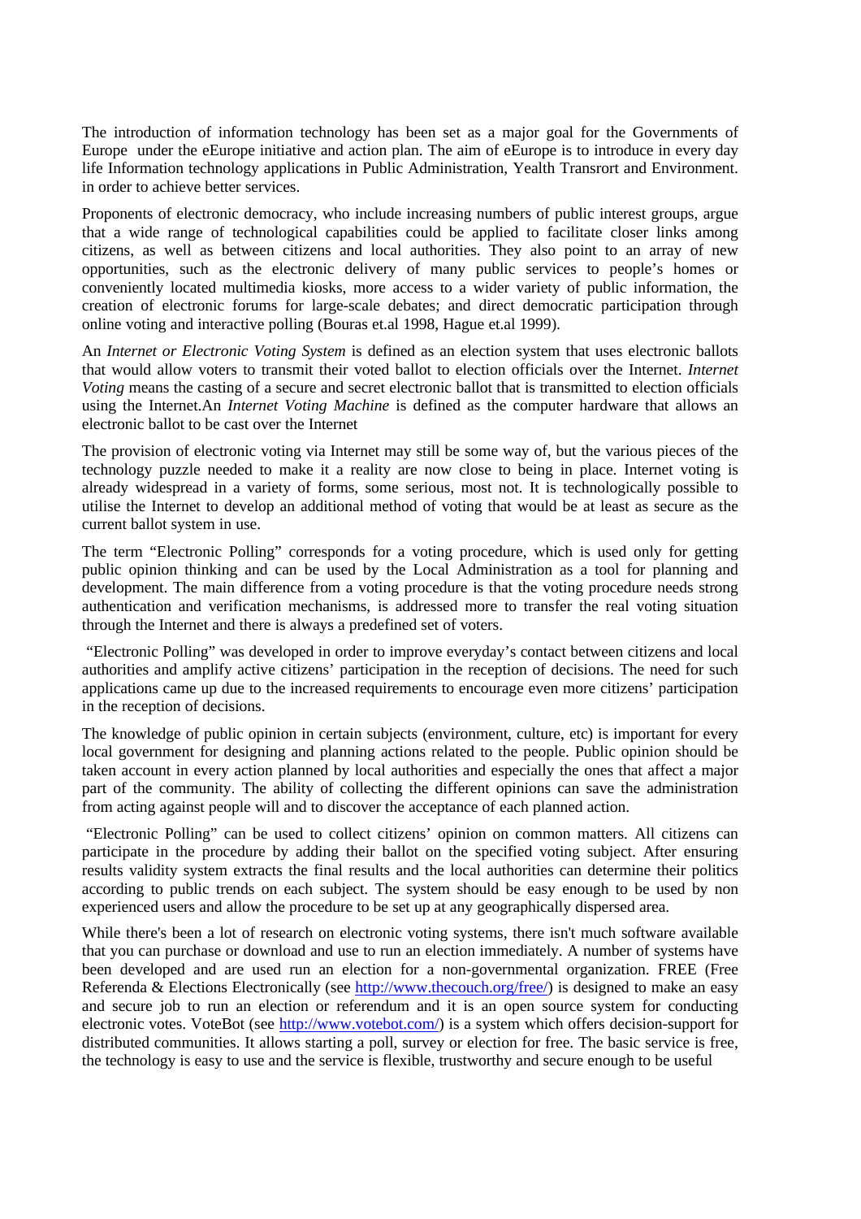The introduction of information technology has been set as a major goal for the Governments of Europe under the eEurope initiative and action plan. The aim of eEurope is to introduce in every day life Information technology applications in Public Administration, Yealth Transrort and Environment. in order to achieve better services.

Proponents of electronic democracy, who include increasing numbers of public interest groups, argue that a wide range of technological capabilities could be applied to facilitate closer links among citizens, as well as between citizens and local authorities. They also point to an array of new opportunities, such as the electronic delivery of many public services to people's homes or conveniently located multimedia kiosks, more access to a wider variety of public information, the creation of electronic forums for large-scale debates; and direct democratic participation through online voting and interactive polling (Bouras et.al 1998, Hague et.al 1999).

An *Internet or Electronic Voting System* is defined as an election system that uses electronic ballots that would allow voters to transmit their voted ballot to election officials over the Internet. *Internet Voting* means the casting of a secure and secret electronic ballot that is transmitted to election officials using the Internet.An *Internet Voting Machine* is defined as the computer hardware that allows an electronic ballot to be cast over the Internet

The provision of electronic voting via Internet may still be some way of, but the various pieces of the technology puzzle needed to make it a reality are now close to being in place. Internet voting is already widespread in a variety of forms, some serious, most not. It is technologically possible to utilise the Internet to develop an additional method of voting that would be at least as secure as the current ballot system in use.

The term "Electronic Polling" corresponds for a voting procedure, which is used only for getting public opinion thinking and can be used by the Local Administration as a tool for planning and development. The main difference from a voting procedure is that the voting procedure needs strong authentication and verification mechanisms, is addressed more to transfer the real voting situation through the Internet and there is always a predefined set of voters.

"Electronic Polling" was developed in order to improve everyday's contact between citizens and local authorities and amplify active citizens' participation in the reception of decisions. The need for such applications came up due to the increased requirements to encourage even more citizens' participation in the reception of decisions.

The knowledge of public opinion in certain subjects (environment, culture, etc) is important for every local government for designing and planning actions related to the people. Public opinion should be taken account in every action planned by local authorities and especially the ones that affect a major part of the community. The ability of collecting the different opinions can save the administration from acting against people will and to discover the acceptance of each planned action.

"Electronic Polling" can be used to collect citizens' opinion on common matters. All citizens can participate in the procedure by adding their ballot on the specified voting subject. After ensuring results validity system extracts the final results and the local authorities can determine their politics according to public trends on each subject. The system should be easy enough to be used by non experienced users and allow the procedure to be set up at any geographically dispersed area.

While there's been a lot of research on electronic voting systems, there isn't much software available that you can purchase or download and use to run an election immediately. A number of systems have been developed and are used run an election for a non-governmental organization. FREE (Free Referenda & Elections Electronically (see http://www.thecouch.org/free/) is designed to make an easy and secure job to run an election or referendum and it is an open source system for conducting electronic votes. VoteBot (see http://www.votebot.com/) is a system which offers decision-support for distributed communities. It allows starting a poll, survey or election for free. The basic service is free, the technology is easy to use and the service is flexible, trustworthy and secure enough to be useful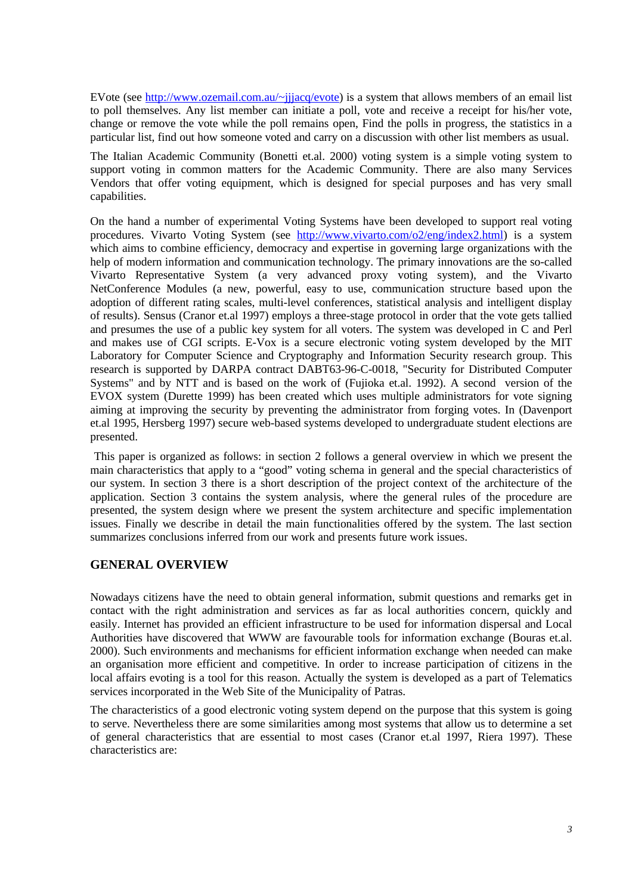EVote (see http://www.ozemail.com.au/~jjjacq/evote) is a system that allows members of an email list to poll themselves. Any list member can initiate a poll, vote and receive a receipt for his/her vote, change or remove the vote while the poll remains open, Find the polls in progress, the statistics in a particular list, find out how someone voted and carry on a discussion with other list members as usual.

The Italian Academic Community (Bonetti et.al. 2000) voting system is a simple voting system to support voting in common matters for the Academic Community. There are also many Services Vendors that offer voting equipment, which is designed for special purposes and has very small capabilities.

On the hand a number of experimental Voting Systems have been developed to support real voting procedures. Vivarto Voting System (see http://www.vivarto.com/o2/eng/index2.html) is a system which aims to combine efficiency, democracy and expertise in governing large organizations with the help of modern information and communication technology. The primary innovations are the so-called Vivarto Representative System (a very advanced proxy voting system), and the Vivarto NetConference Modules (a new, powerful, easy to use, communication structure based upon the adoption of different rating scales, multi-level conferences, statistical analysis and intelligent display of results). Sensus (Cranor et.al 1997) employs a three-stage protocol in order that the vote gets tallied and presumes the use of a public key system for all voters. The system was developed in C and Perl and makes use of CGI scripts. E-Vox is a secure electronic voting system developed by the MIT Laboratory for Computer Science and Cryptography and Information Security research group. This research is supported by DARPA contract DABT63-96-C-0018, "Security for Distributed Computer Systems" and by NTT and is based on the work of (Fujioka et.al. 1992). A second version of the EVOX system (Durette 1999) has been created which uses multiple administrators for vote signing aiming at improving the security by preventing the administrator from forging votes. In (Davenport et.al 1995, Hersberg 1997) secure web-based systems developed to undergraduate student elections are presented.

This paper is organized as follows: in section 2 follows a general overview in which we present the main characteristics that apply to a "good" voting schema in general and the special characteristics of our system. In section 3 there is a short description of the project context of the architecture of the application. Section 3 contains the system analysis, where the general rules of the procedure are presented, the system design where we present the system architecture and specific implementation issues. Finally we describe in detail the main functionalities offered by the system. The last section summarizes conclusions inferred from our work and presents future work issues.

## GENERAL OVERVIEW

Nowadays citizens have the need to obtain general information, submit questions and remarks get in contact with the right administration and services as far as local authorities concern, quickly and easily. Internet has provided an efficient infrastructure to be used for information dispersal and Local Authorities have discovered that WWW are favourable tools for information exchange (Bouras et.al. 2000). Such environments and mechanisms for efficient information exchange when needed can make an organisation more efficient and competitive. In order to increase participation of citizens in the local affairs evoting is a tool for this reason. Actually the system is developed as a part of Telematics services incorporated in the Web Site of the Municipality of Patras.

The characteristics of a good electronic voting system depend on the purpose that this system is going to serve. Nevertheless there are some similarities among most systems that allow us to determine a set of general characteristics that are essential to most cases (Cranor et.al 1997, Riera 1997). These characteristics are: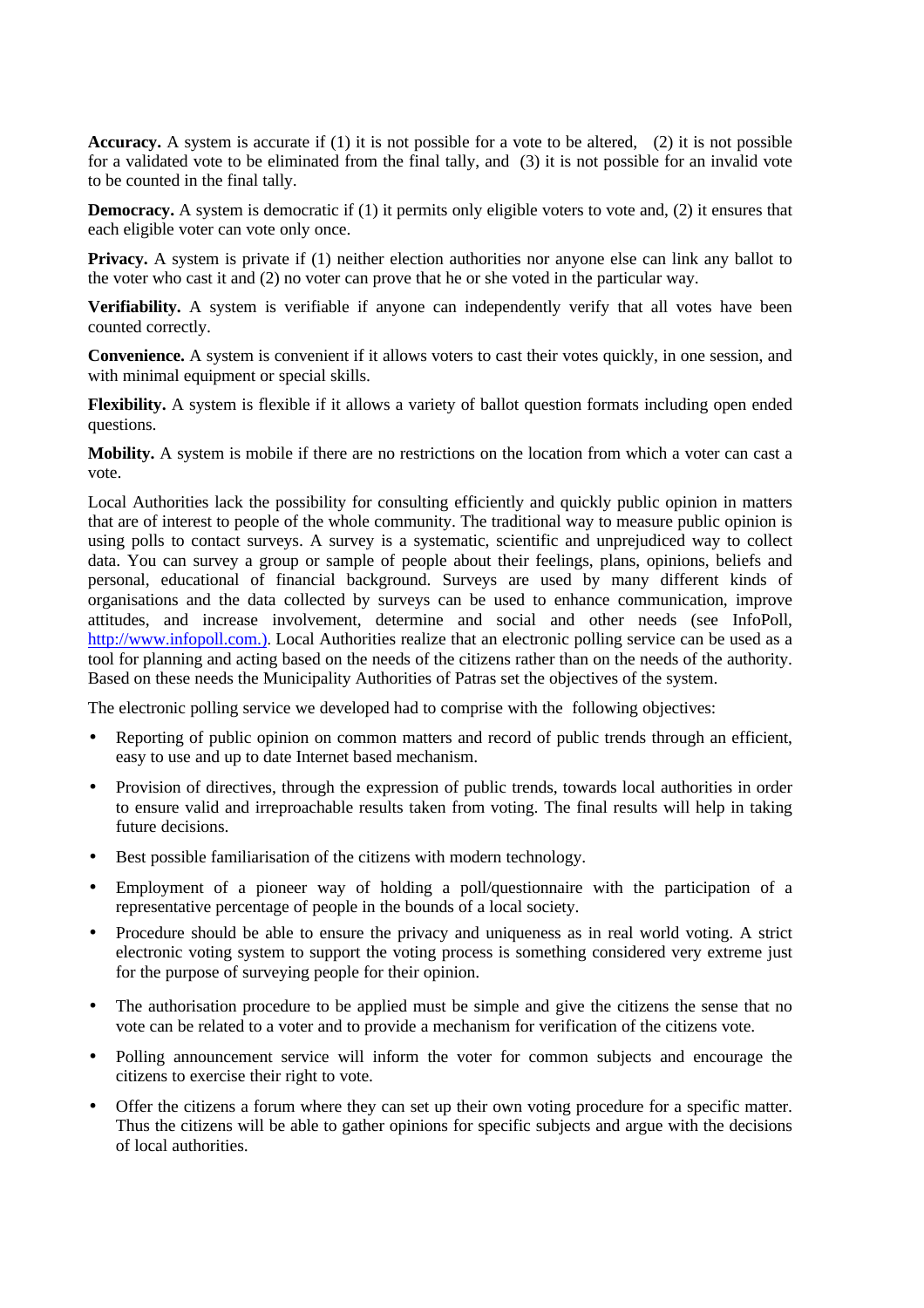**Accuracy.** A system is accurate if (1) it is not possible for a vote to be altered, (2) it is not possible for a validated vote to be eliminated from the final tally, and (3) it is not possible for an invalid vote to be counted in the final tally.

**Democracy.** A system is democratic if (1) it permits only eligible voters to vote and, (2) it ensures that each eligible voter can vote only once.

**Privacy.** A system is private if (1) neither election authorities nor anyone else can link any ballot to the voter who cast it and (2) no voter can prove that he or she voted in the particular way.

**Verifiability.** A system is verifiable if anyone can independently verify that all votes have been counted correctly.

**Convenience.** A system is convenient if it allows voters to cast their votes quickly, in one session, and with minimal equipment or special skills.

**Flexibility.** A system is flexible if it allows a variety of ballot question formats including open ended questions.

**Mobility.** A system is mobile if there are no restrictions on the location from which a voter can cast a vote.

Local Authorities lack the possibility for consulting efficiently and quickly public opinion in matters that are of interest to people of the whole community. The traditional way to measure public opinion is using polls to contact surveys. A survey is a systematic, scientific and unprejudiced way to collect data. You can survey a group or sample of people about their feelings, plans, opinions, beliefs and personal, educational of financial background. Surveys are used by many different kinds of organisations and the data collected by surveys can be used to enhance communication, improve attitudes, and increase involvement, determine and social and other needs (see InfoPoll, http://www.infopoll.com.). Local Authorities realize that an electronic polling service can be used as a tool for planning and acting based on the needs of the citizens rather than on the needs of the authority. Based on these needs the Municipality Authorities of Patras set the objectives of the system.

The electronic polling service we developed had to comprise with the following objectives:

- Reporting of public opinion on common matters and record of public trends through an efficient, easy to use and up to date Internet based mechanism.
- Provision of directives, through the expression of public trends, towards local authorities in order to ensure valid and irreproachable results taken from voting. The final results will help in taking future decisions.
- Best possible familiarisation of the citizens with modern technology.
- Employment of a pioneer way of holding a poll/questionnaire with the participation of a representative percentage of people in the bounds of a local society.
- Procedure should be able to ensure the privacy and uniqueness as in real world voting. A strict electronic voting system to support the voting process is something considered very extreme just for the purpose of surveying people for their opinion.
- The authorisation procedure to be applied must be simple and give the citizens the sense that no vote can be related to a voter and to provide a mechanism for verification of the citizens vote.
- Polling announcement service will inform the voter for common subjects and encourage the citizens to exercise their right to vote.
- Offer the citizens a forum where they can set up their own voting procedure for a specific matter. Thus the citizens will be able to gather opinions for specific subjects and argue with the decisions of local authorities.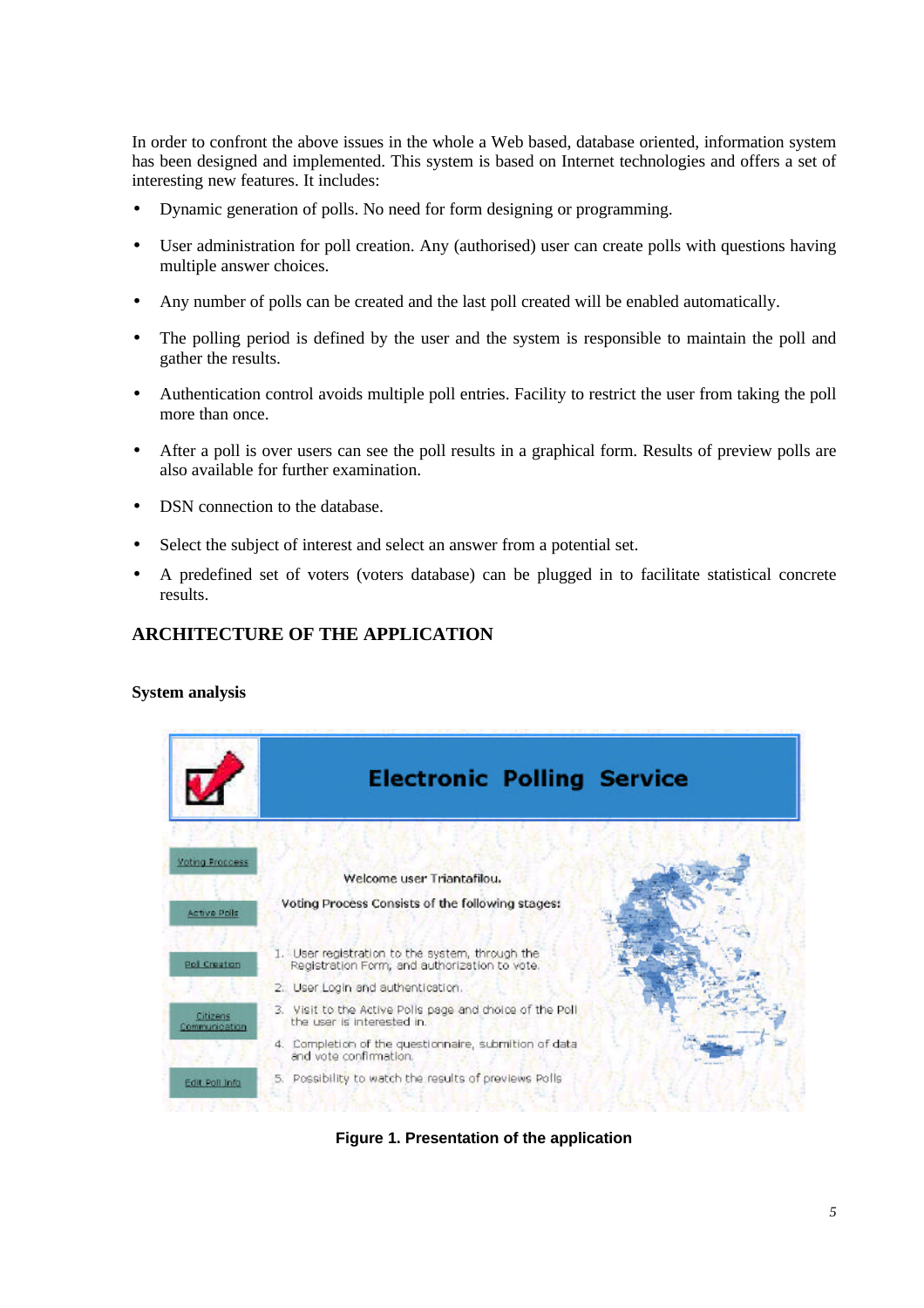In order to confront the above issues in the whole a Web based, database oriented, information system has been designed and implemented. This system is based on Internet technologies and offers a set of interesting new features. It includes:

- Dynamic generation of polls. No need for form designing or programming.
- User administration for poll creation. Any (authorised) user can create polls with questions having multiple answer choices.
- Any number of polls can be created and the last poll created will be enabled automatically.
- The polling period is defined by the user and the system is responsible to maintain the poll and gather the results.
- Authentication control avoids multiple poll entries. Facility to restrict the user from taking the poll more than once.
- After a poll is over users can see the poll results in a graphical form. Results of preview polls are also available for further examination.
- DSN connection to the database.
- Select the subject of interest and select an answer from a potential set.
- A predefined set of voters (voters database) can be plugged in to facilitate statistical concrete results.

## ARCHITECTURE OF THE APPLICATION

### System analysis

**Figure 1. Presentation of the application**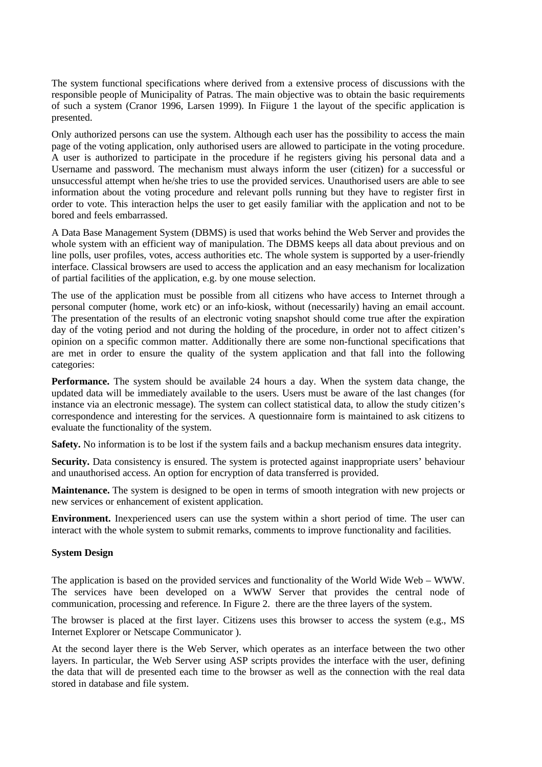The system functional specifications where derived from a extensive process of discussions with the responsible people of Municipality of Patras. The main objective was to obtain the basic requirements of such a system (Cranor 1996, Larsen 1999). In Fiigure 1 the layout of the specific application is presented.

Only authorized persons can use the system. Although each user has the possibility to access the main page of the voting application, only authorised users are allowed to participate in the voting procedure. A user is authorized to participate in the procedure if he registers giving his personal data and a Username and password. The mechanism must always inform the user (citizen) for a successful or unsuccessful attempt when he/she tries to use the provided services. Unauthorised users are able to see information about the voting procedure and relevant polls running but they have to register first in order to vote. This interaction helps the user to get easily familiar with the application and not to be bored and feels embarrassed.

A Data Base Management System (DBMS) is used that works behind the Web Server and provides the whole system with an efficient way of manipulation. The DBMS keeps all data about previous and on line polls, user profiles, votes, access authorities etc. The whole system is supported by a user-friendly interface. Classical browsers are used to access the application and an easy mechanism for localization of partial facilities of the application, e.g. by one mouse selection.

The use of the application must be possible from all citizens who have access to Internet through a personal computer (home, work etc) or an info-kiosk, without (necessarily) having an email account. The presentation of the results of an electronic voting snapshot should come true after the expiration day of the voting period and not during the holding of the procedure, in order not to affect citizen's opinion on a specific common matter. Additionally there are some non-functional specifications that are met in order to ensure the quality of the system application and that fall into the following categories:

**Performance.** The system should be available 24 hours a day. When the system data change, the updated data will be immediately available to the users. Users must be aware of the last changes (for instance via an electronic message). The system can collect statistical data, to allow the study citizen's correspondence and interesting for the services. A questionnaire form is maintained to ask citizens to evaluate the functionality of the system.

**Safety.** No information is to be lost if the system fails and a backup mechanism ensures data integrity.

**Security.** Data consistency is ensured. The system is protected against inappropriate users' behaviour and unauthorised access. An option for encryption of data transferred is provided.

**Maintenance.** The system is designed to be open in terms of smooth integration with new projects or new services or enhancement of existent application.

**Environment.** Inexperienced users can use the system within a short period of time. The user can interact with the whole system to submit remarks, comments to improve functionality and facilities.

**System Design**

The application is based on the provided services and functionality of the World Wide Web – WWW. The services have been developed on a WWW Server that provides the central node of communication, processing and reference. In Figure 2. there are the three layers of the system.

The browser is placed at the first layer. Citizens uses this browser to access the system (e.g., MS Internet Explorer or Netscape Communicator ).

At the second layer there is the Web Server, which operates as an interface between the two other layers. In particular, the Web Server using ASP scripts provides the interface with the user, defining the data that will de presented each time to the browser as well as the connection with the real data stored in database and file system.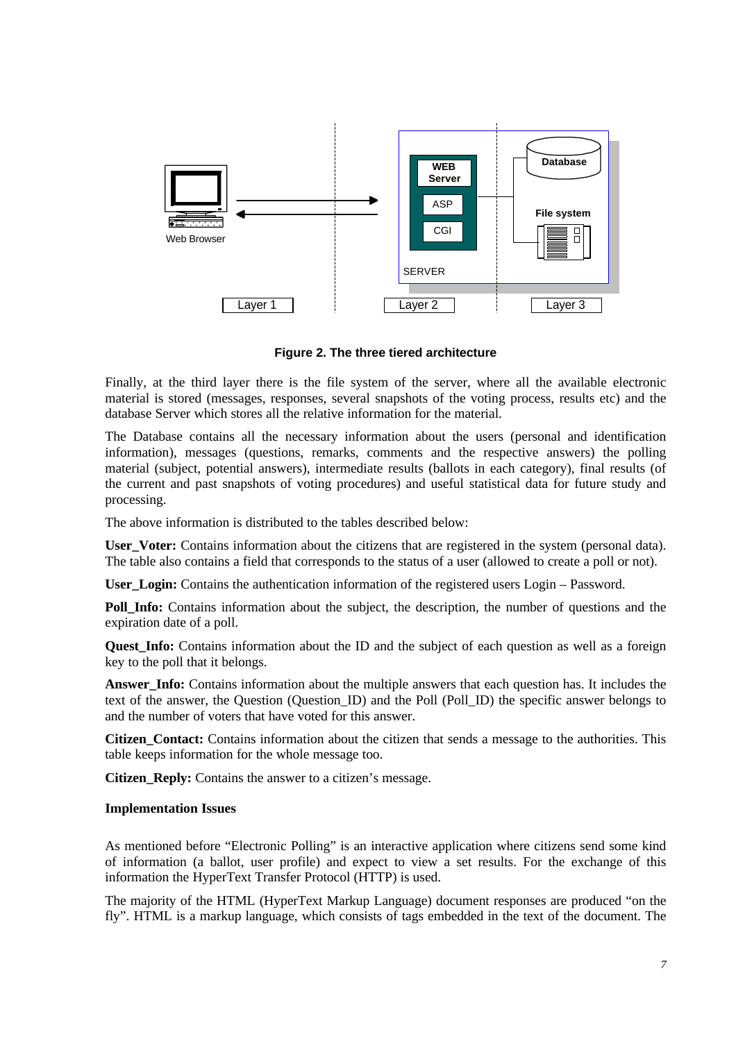**Figure 2. The three tiered architecture**

Finally, at the third layer there is the file system of the server, where all the available electronic material is stored (messages, responses, several snapshots of the voting process, results etc) and the database Server which stores all the relative information for the material.

The Database contains all the necessary information about the users (personal and identification information), messages (questions, remarks, comments and the respective answers) the polling material (subject, potential answers), intermediate results (ballots in each category), final results (of the current and past snapshots of voting procedures) and useful statistical data for future study and processing.

The above information is distributed to the tables described below:

**User_Voter:** Contains information about the citizens that are registered in the system (personal data). The table also contains a field that corresponds to the status of a user (allowed to create a poll or not).

**User_Login:** Contains the authentication information of the registered users Login – Password.

**Poll_Info:** Contains information about the subject, the description, the number of questions and the expiration date of a poll.

**Quest_Info:** Contains information about the ID and the subject of each question as well as a foreign key to the poll that it belongs.

**Answer_Info:** Contains information about the multiple answers that each question has. It includes the text of the answer, the Question (Question_ID) and the Poll (Poll_ID) the specific answer belongs to and the number of voters that have voted for this answer.

**Citizen_Contact:** Contains information about the citizen that sends a message to the authorities. This table keeps information for the whole message too.

**Citizen_Reply:** Contains the answer to a citizen's message.

**Implementation Issues**

As mentioned before "Electronic Polling" is an interactive application where citizens send some kind of information (a ballot, user profile) and expect to view a set results. For the exchange of this information the HyperText Transfer Protocol (HTTP) is used.

The majority of the HTML (HyperText Markup Language) document responses are produced "on the fly". HTML is a markup language, which consists of tags embedded in the text of the document. The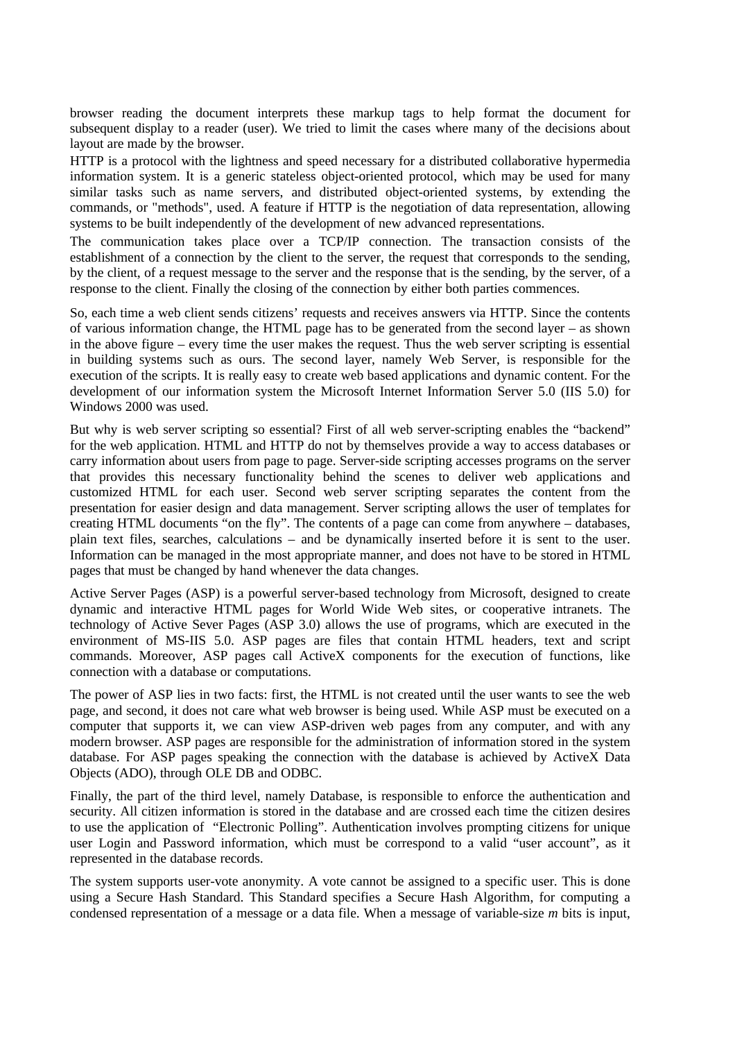browser reading the document interprets these markup tags to help format the document for subsequent display to a reader (user). We tried to limit the cases where many of the decisions about layout are made by the browser.

HTTP is a protocol with the lightness and speed necessary for a distributed collaborative hypermedia information system. It is a generic stateless object-oriented protocol, which may be used for many similar tasks such as name servers, and distributed object-oriented systems, by extending the commands, or "methods", used. A feature if HTTP is the negotiation of data representation, allowing systems to be built independently of the development of new advanced representations.

The communication takes place over a TCP/IP connection. The transaction consists of the establishment of a connection by the client to the server, the request that corresponds to the sending, by the client, of a request message to the server and the response that is the sending, by the server, of a response to the client. Finally the closing of the connection by either both parties commences.

So, each time a web client sends citizens' requests and receives answers via HTTP. Since the contents of various information change, the HTML page has to be generated from the second layer – as shown in the above figure – every time the user makes the request. Thus the web server scripting is essential in building systems such as ours. The second layer, namely Web Server, is responsible for the execution of the scripts. It is really easy to create web based applications and dynamic content. For the development of our information system the Microsoft Internet Information Server 5.0 (IIS 5.0) for Windows 2000 was used.

But why is web server scripting so essential? First of all web server-scripting enables the "backend" for the web application. HTML and HTTP do not by themselves provide a way to access databases or carry information about users from page to page. Server-side scripting accesses programs on the server that provides this necessary functionality behind the scenes to deliver web applications and customized HTML for each user. Second web server scripting separates the content from the presentation for easier design and data management. Server scripting allows the user of templates for creating HTML documents "on the fly". The contents of a page can come from anywhere – databases, plain text files, searches, calculations – and be dynamically inserted before it is sent to the user. Information can be managed in the most appropriate manner, and does not have to be stored in HTML pages that must be changed by hand whenever the data changes.

Active Server Pages (ASP) is a powerful server-based technology from Microsoft, designed to create dynamic and interactive HTML pages for World Wide Web sites, or cooperative intranets. The technology of Active Sever Pages (ASP 3.0) allows the use of programs, which are executed in the environment of MS-IIS 5.0. ASP pages are files that contain HTML headers, text and script commands. Moreover, ASP pages call ActiveX components for the execution of functions, like connection with a database or computations.

The power of ASP lies in two facts: first, the HTML is not created until the user wants to see the web page, and second, it does not care what web browser is being used. While ASP must be executed on a computer that supports it, we can view ASP-driven web pages from any computer, and with any modern browser. ASP pages are responsible for the administration of information stored in the system database. For ASP pages speaking the connection with the database is achieved by ActiveX Data Objects (ADO), through OLE DB and ODBC.

Finally, the part of the third level, namely Database, is responsible to enforce the authentication and security. All citizen information is stored in the database and are crossed each time the citizen desires to use the application of "Electronic Polling". Authentication involves prompting citizens for unique user Login and Password information, which must be correspond to a valid "user account", as it represented in the database records.

The system supports user-vote anonymity. A vote cannot be assigned to a specific user. This is done using a Secure Hash Standard. This Standard specifies a Secure Hash Algorithm, for computing a condensed representation of a message or a data file. When a message of variable-size $m$ bits is input,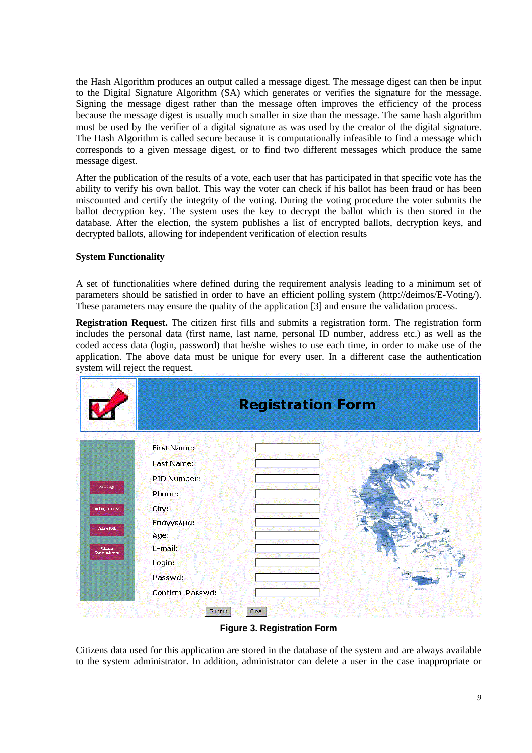the Hash Algorithm produces an output called a message digest. The message digest can then be input to the Digital Signature Algorithm (SA) which generates or verifies the signature for the message. Signing the message digest rather than the message often improves the efficiency of the process because the message digest is usually much smaller in size than the message. The same hash algorithm must be used by the verifier of a digital signature as was used by the creator of the digital signature. The Hash Algorithm is called secure because it is computationally infeasible to find a message which corresponds to a given message digest, or to find two different messages which produce the same message digest.

After the publication of the results of a vote, each user that has participated in that specific vote has the ability to verify his own ballot. This way the voter can check if his ballot has been fraud or has been miscounted and certify the integrity of the voting. During the voting procedure the voter submits the ballot decryption key. The system uses the key to decrypt the ballot which is then stored in the database. After the election, the system publishes a list of encrypted ballots, decryption keys, and decrypted ballots, allowing for independent verification of election results

**System Functionality**

A set of functionalities where defined during the requirement analysis leading to a minimum set of parameters should be satisfied in order to have an efficient polling system (http://deimos/E-Voting/). These parameters may ensure the quality of the application [3] and ensure the validation process.

**Registration Request.** The citizen first fills and submits a registration form. The registration form includes the personal data (first name, last name, personal ID number, address etc.) as well as the coded access data (login, password) that he/she wishes to use each time, in order to make use of the application. The above data must be unique for every user. In a different case the authentication system will reject the request.

Registration Form

First Name:
Last Name:
PID Number:
Phone:
City:
Επάγγελμα:
Age:
E-mail:
Login:
Passwd:
Confirm Passwd:

Submit
Clear

**Figure 3. Registration Form**

Citizens data used for this application are stored in the database of the system and are always available to the system administrator. In addition, administrator can delete a user in the case inappropriate or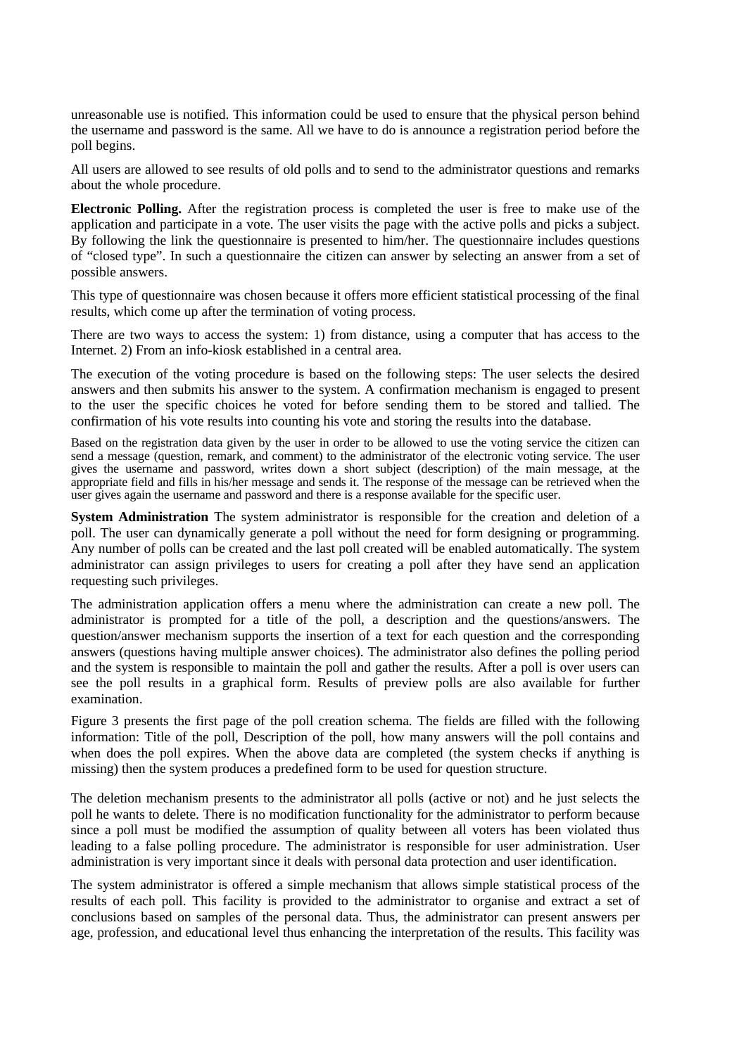unreasonable use is notified. This information could be used to ensure that the physical person behind the username and password is the same. All we have to do is announce a registration period before the poll begins.

All users are allowed to see results of old polls and to send to the administrator questions and remarks about the whole procedure.

**Electronic Polling.** After the registration process is completed the user is free to make use of the application and participate in a vote. The user visits the page with the active polls and picks a subject. By following the link the questionnaire is presented to him/her. The questionnaire includes questions of "closed type". In such a questionnaire the citizen can answer by selecting an answer from a set of possible answers.

This type of questionnaire was chosen because it offers more efficient statistical processing of the final results, which come up after the termination of voting process.

There are two ways to access the system: 1) from distance, using a computer that has access to the Internet. 2) From an info-kiosk established in a central area.

The execution of the voting procedure is based on the following steps: The user selects the desired answers and then submits his answer to the system. A confirmation mechanism is engaged to present to the user the specific choices he voted for before sending them to be stored and tallied. The confirmation of his vote results into counting his vote and storing the results into the database.

Based on the registration data given by the user in order to be allowed to use the voting service the citizen can send a message (question, remark, and comment) to the administrator of the electronic voting service. The user gives the username and password, writes down a short subject (description) of the main message, at the appropriate field and fills in his/her message and sends it. The response of the message can be retrieved when the user gives again the username and password and there is a response available for the specific user.

**System Administration** The system administrator is responsible for the creation and deletion of a poll. The user can dynamically generate a poll without the need for form designing or programming. Any number of polls can be created and the last poll created will be enabled automatically. The system administrator can assign privileges to users for creating a poll after they have send an application requesting such privileges.

The administration application offers a menu where the administration can create a new poll. The administrator is prompted for a title of the poll, a description and the questions/answers. The question/answer mechanism supports the insertion of a text for each question and the corresponding answers (questions having multiple answer choices). The administrator also defines the polling period and the system is responsible to maintain the poll and gather the results. After a poll is over users can see the poll results in a graphical form. Results of preview polls are also available for further examination.

Figure 3 presents the first page of the poll creation schema. The fields are filled with the following information: Title of the poll, Description of the poll, how many answers will the poll contains and when does the poll expires. When the above data are completed (the system checks if anything is missing) then the system produces a predefined form to be used for question structure.

The deletion mechanism presents to the administrator all polls (active or not) and he just selects the poll he wants to delete. There is no modification functionality for the administrator to perform because since a poll must be modified the assumption of quality between all voters has been violated thus leading to a false polling procedure. The administrator is responsible for user administration. User administration is very important since it deals with personal data protection and user identification.

The system administrator is offered a simple mechanism that allows simple statistical process of the results of each poll. This facility is provided to the administrator to organise and extract a set of conclusions based on samples of the personal data. Thus, the administrator can present answers per age, profession, and educational level thus enhancing the interpretation of the results. This facility was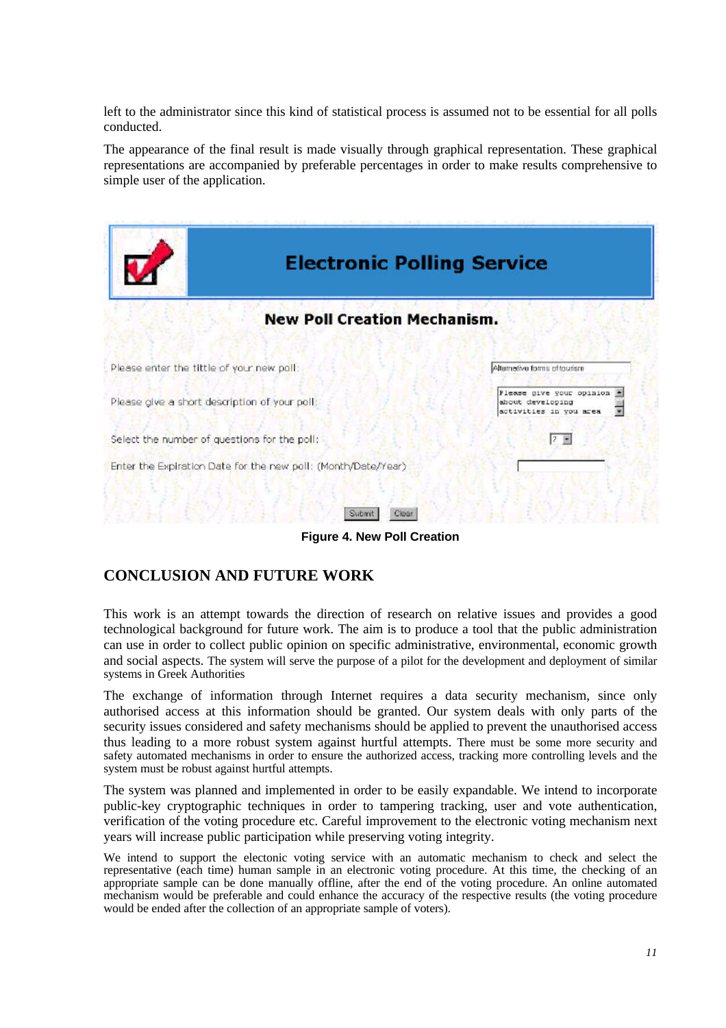left to the administrator since this kind of statistical process is assumed not to be essential for all polls conducted.

The appearance of the final result is made visually through graphical representation. These graphical representations are accompanied by preferable percentages in order to make results comprehensive to simple user of the application.

Figure 4. New Poll Creation

## CONCLUSION AND FUTURE WORK

This work is an attempt towards the direction of research on relative issues and provides a good technological background for future work. The aim is to produce a tool that the public administration can use in order to collect public opinion on specific administrative, environmental, economic growth and social aspects. The system will serve the purpose of a pilot for the development and deployment of similar systems in Greek Authorities

The exchange of information through Internet requires a data security mechanism, since only authorised access at this information should be granted. Our system deals with only parts of the security issues considered and safety mechanisms should be applied to prevent the unauthorised access thus leading to a more robust system against hurtful attempts. There must be some more security and safety automated mechanisms in order to ensure the authorized access, tracking more controlling levels and the system must be robust against hurtful attempts.

The system was planned and implemented in order to be easily expandable. We intend to incorporate public-key cryptographic techniques in order to tampering tracking, user and vote authentication, verification of the voting procedure etc. Careful improvement to the electronic voting mechanism next years will increase public participation while preserving voting integrity.

We intend to support the electonic voting service with an automatic mechanism to check and select the representative (each time) human sample in an electronic voting procedure. At this time, the checking of an appropriate sample can be done manually offline, after the end of the voting procedure. An online automated mechanism would be preferable and could enhance the accuracy of the respective results (the voting procedure would be ended after the collection of an appropriate sample of voters).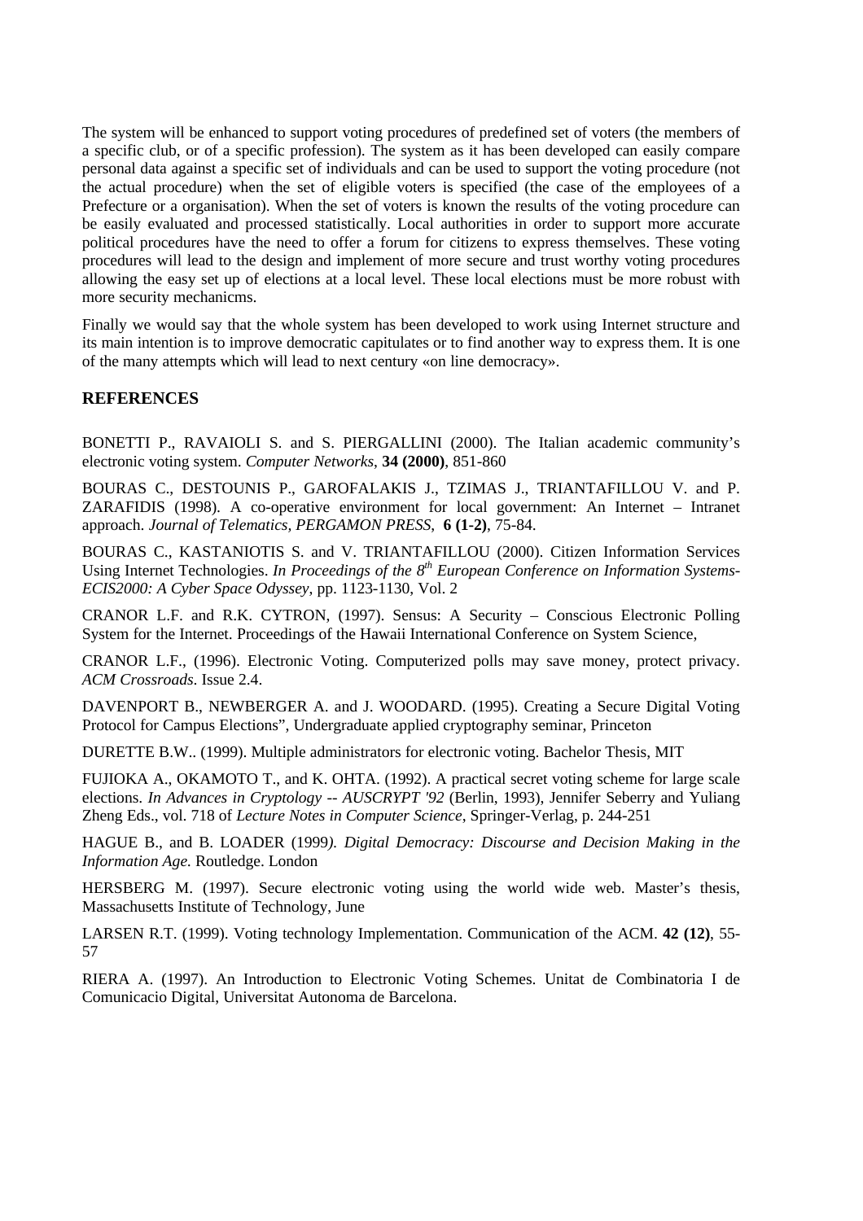The system will be enhanced to support voting procedures of predefined set of voters (the members of a specific club, or of a specific profession). The system as it has been developed can easily compare personal data against a specific set of individuals and can be used to support the voting procedure (not the actual procedure) when the set of eligible voters is specified (the case of the employees of a Prefecture or a organisation). When the set of voters is known the results of the voting procedure can be easily evaluated and processed statistically. Local authorities in order to support more accurate political procedures have the need to offer a forum for citizens to express themselves. These voting procedures will lead to the design and implement of more secure and trust worthy voting procedures allowing the easy set up of elections at a local level. These local elections must be more robust with more security mechanicms.

Finally we would say that the whole system has been developed to work using Internet structure and its main intention is to improve democratic capitulates or to find another way to express them. It is one of the many attempts which will lead to next century «on line democracy».

## REFERENCES

BONETTI P., RAVAIOLI S. and S. PIERGALLINI (2000). The Italian academic community's electronic voting system. *Computer Networks*, **34 (2000)**, 851-860

BOURAS C., DESTOUNIS P., GAROFALAKIS J., TZIMAS J., TRIANTAFILLOU V. and P. ZARAFIDIS (1998). A co-operative environment for local government: An Internet – Intranet approach. *Journal of Telematics, PERGAMON PRESS*, **6 (1-2)**, 75-84.

BOURAS C., KASTANIOTIS S. and V. TRIANTAFILLOU (2000). Citizen Information Services Using Internet Technologies. *In Proceedings of the 8th European Conference on Information Systems-ECIS2000: A Cyber Space Odyssey*, pp. 1123-1130, Vol. 2

CRANOR L.F. and R.K. CYTRON, (1997). Sensus: A Security – Conscious Electronic Polling System for the Internet. Proceedings of the Hawaii International Conference on System Science,

CRANOR L.F., (1996). Electronic Voting. Computerized polls may save money, protect privacy. *ACM Crossroads*. Issue 2.4.

DAVENPORT B., NEWBERGER A. and J. WOODARD. (1995). Creating a Secure Digital Voting Protocol for Campus Elections", Undergraduate applied cryptography seminar, Princeton

DURETTE B.W.. (1999). Multiple administrators for electronic voting. Bachelor Thesis, MIT

FUJIOKA A., OKAMOTO T., and K. OHTA. (1992). A practical secret voting scheme for large scale elections. *In Advances in Cryptology -- AUSCRYPT '92* (Berlin, 1993), Jennifer Seberry and Yuliang Zheng Eds., vol. 718 of *Lecture Notes in Computer Science*, Springer-Verlag, p. 244-251

HAGUE B., and B. LOADER (1999*). Digital Democracy: Discourse and Decision Making in the Information Age.* Routledge. London

HERSBERG M. (1997). Secure electronic voting using the world wide web. Master's thesis, Massachusetts Institute of Technology, June

LARSEN R.T. (1999). Voting technology Implementation. Communication of the ACM. **42 (12)**, 55-57

RIERA A. (1997). An Introduction to Electronic Voting Schemes. Unitat de Combinatoria I de Comunicacio Digital, Universitat Autonoma de Barcelona.